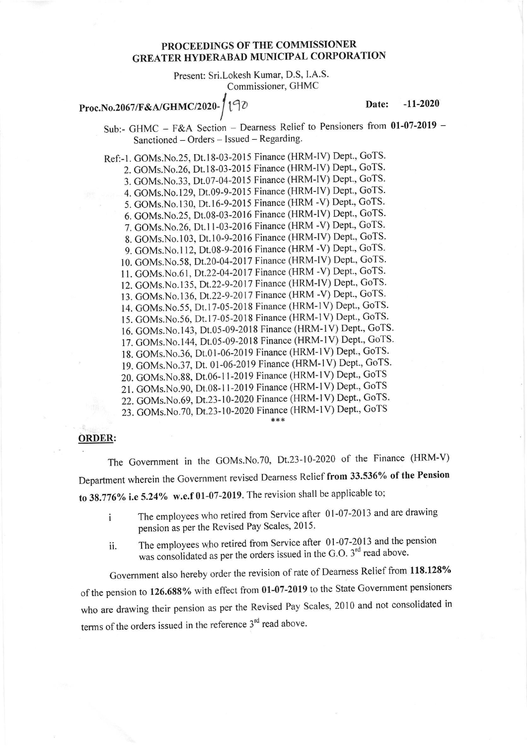# PROCEEDINGS OF THE COMMISSIONER GREATER HYDERABAD MUNICIPAL CORPORATION

Present: Sri.Lokesh Kumar, D.S, I.A.S.
Commissioner, GHMC

**Proc.No.2067/F&A/GHMC/2020-/190** **Date: -11-2020**

Sub:- GHMC – F&A Section – Dearness Relief to Pensioners from **01-07-2019** – Sanctioned – Orders – Issued – Regarding.

Ref:-
1. GOMs.No.25, Dt.18-03-2015 Finance (HRM-IV) Dept., GoTS.
2. GOMs.No.26, Dt.18-03-2015 Finance (HRM-IV) Dept., GoTS.
3. GOMs.No.33, Dt.07-04-2015 Finance (HRM-IV) Dept., GoTS.
4. GOMs.No.129, Dt.09-9-2015 Finance (HRM-IV) Dept., GoTS.
5. GOMs.No.130, Dt.16-9-2015 Finance (HRM -V) Dept., GoTS.
6. GOMs.No.25, Dt.08-03-2016 Finance (HRM-IV) Dept., GoTS.
7. GOMs.No.26, Dt.11-03-2016 Finance (HRM -V) Dept., GoTS.
8. GOMs.No.103, Dt.10-9-2016 Finance (HRM-IV) Dept., GoTS.
9. GOMs.No.112, Dt.08-9-2016 Finance (HRM -V) Dept., GoTS.
10. GOMs.No.58, Dt.20-04-2017 Finance (HRM-IV) Dept., GoTS.
11. GOMs.No.61, Dt.22-04-2017 Finance (HRM -V) Dept., GoTS.
12. GOMs.No.135, Dt.22-9-2017 Finance (HRM-IV) Dept., GoTS.
13. GOMs.No.136, Dt.22-9-2017 Finance (HRM -V) Dept., GoTS.
14. GOMs.No.55, Dt.17-05-2018 Finance (HRM-1V) Dept., GoTS.
15. GOMs.No.56, Dt.17-05-2018 Finance (HRM-1V) Dept., GoTS.
16. GOMs.No.143, Dt.05-09-2018 Finance (HRM-1V) Dept., GoTS.
17. GOMs.No.144, Dt.05-09-2018 Finance (HRM-1V) Dept., GoTS.
18. GOMs.No.36, Dt.01-06-2019 Finance (HRM-1V) Dept., GoTS.
19. GOMs.No.37, Dt. 01-06-2019 Finance (HRM-1V) Dept., GoTS.
20. GOMs.No.88, Dt.06-11-2019 Finance (HRM-1V) Dept., GoTS
21. GOMs.No.90, Dt.08-11-2019 Finance (HRM-1V) Dept., GoTS
22. GOMs.No.69, Dt.23-10-2020 Finance (HRM-1V) Dept., GoTS.
23. GOMs.No.70, Dt.23-10-2020 Finance (HRM-1V) Dept., GoTS

\*\*\*

## ORDER:

The Government in the GOMs.No.70, Dt.23-10-2020 of the Finance (HRM-V) Department wherein the Government revised Dearness Relief **from 33.536% of the Pension to 38.776% i.e 5.24% w.e.f 01-07-2019**. The revision shall be applicable to;

i. The employees who retired from Service after 01-07-2013 and are drawing pension as per the Revised Pay Scales, 2015.

ii. The employees who retired from Service after 01-07-2013 and the pension was consolidated as per the orders issued in the G.O. 3rd read above.

Government also hereby order the revision of rate of Dearness Relief from **118.128%** of the pension to **126.688%** with effect from **01-07-2019** to the State Government pensioners who are drawing their pension as per the Revised Pay Scales, 2010 and not consolidated in terms of the orders issued in the reference 3rd read above.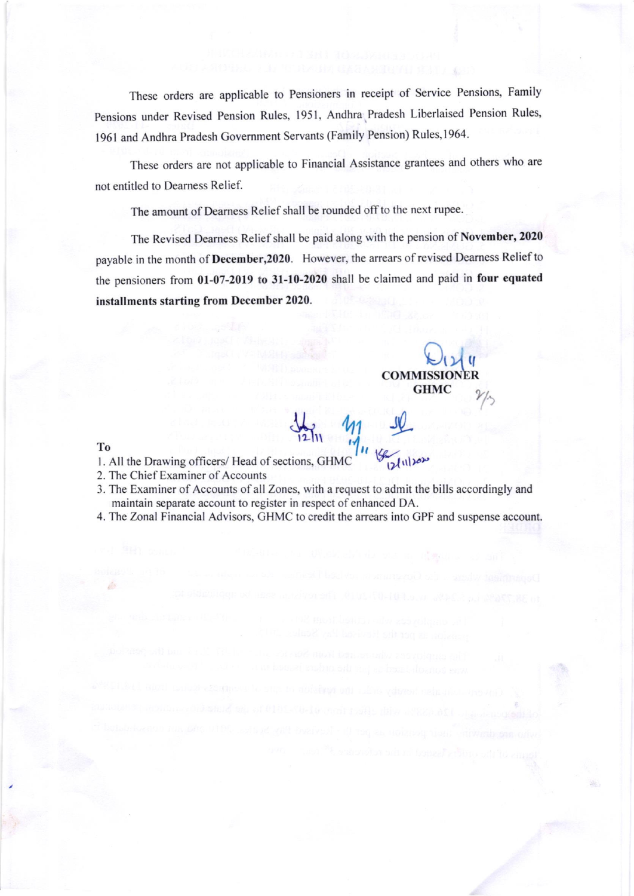These orders are applicable to Pensioners in receipt of Service Pensions, Family Pensions under Revised Pension Rules, 1951, Andhra Pradesh Liberlaised Pension Rules, 1961 and Andhra Pradesh Government Servants (Family Pension) Rules,1964.

These orders are not applicable to Financial Assistance grantees and others who are not entitled to Dearness Relief.

The amount of Dearness Relief shall be rounded off to the next rupee.

The Revised Dearness Relief shall be paid along with the pension of **November, 2020** payable in the month of **December,2020**. However, the arrears of revised Dearness Relief to the pensioners from **01-07-2019 to 31-10-2020** shall be claimed and paid in **four equated installments starting from December 2020.**

**COMMISSIONER**
**GHMC**

To

1. All the Drawing officers/ Head of sections, GHMC
2. The Chief Examiner of Accounts
3. The Examiner of Accounts of all Zones, with a request to admit the bills accordingly and maintain separate account to register in respect of enhanced DA.
4. The Zonal Financial Advisors, GHMC to credit the arrears into GPF and suspense account.